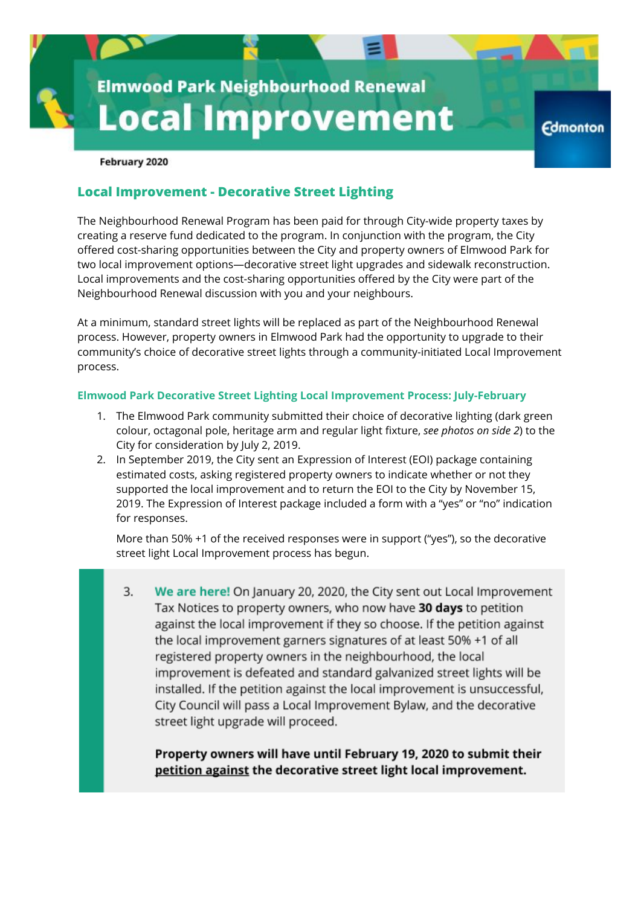# Elmwood Park Neighbourhood Renewal

# Local Improvement

**February 2020**

## Local Improvement - Decorative Street Lighting

The Neighbourhood Renewal Program has been paid for through City-wide property taxes by creating a reserve fund dedicated to the program. In conjunction with the program, the City offered cost-sharing opportunities between the City and property owners of Elmwood Park for two local improvement options—decorative street light upgrades and sidewalk reconstruction. Local improvements and the cost-sharing opportunities offered by the City were part of the Neighbourhood Renewal discussion with you and your neighbours.

At a minimum, standard street lights will be replaced as part of the Neighbourhood Renewal process. However, property owners in Elmwood Park had the opportunity to upgrade to their community's choice of decorative street lights through a community-initiated Local Improvement process.

### Elmwood Park Decorative Street Lighting Local Improvement Process: July-February

1. The Elmwood Park community submitted their choice of decorative lighting (dark green colour, octagonal pole, heritage arm and regular light fixture, *see photos on side 2*) to the City for consideration by July 2, 2019.
2. In September 2019, the City sent an Expression of Interest (EOI) package containing estimated costs, asking registered property owners to indicate whether or not they supported the local improvement and to return the EOI to the City by November 15, 2019. The Expression of Interest package included a form with a "yes" or "no" indication for responses.

   More than 50% +1 of the received responses were in support ("yes"), so the decorative street light Local Improvement process has begun.

3. **We are here!** On January 20, 2020, the City sent out Local Improvement Tax Notices to property owners, who now have **30 days** to petition against the local improvement if they so choose. If the petition against the local improvement garners signatures of at least 50% +1 of all registered property owners in the neighbourhood, the local improvement is defeated and standard galvanized street lights will be installed. If the petition against the local improvement is unsuccessful, City Council will pass a Local Improvement Bylaw, and the decorative street light upgrade will proceed.

   **Property owners will have until February 19, 2020 to submit their petition against the decorative street light local improvement.**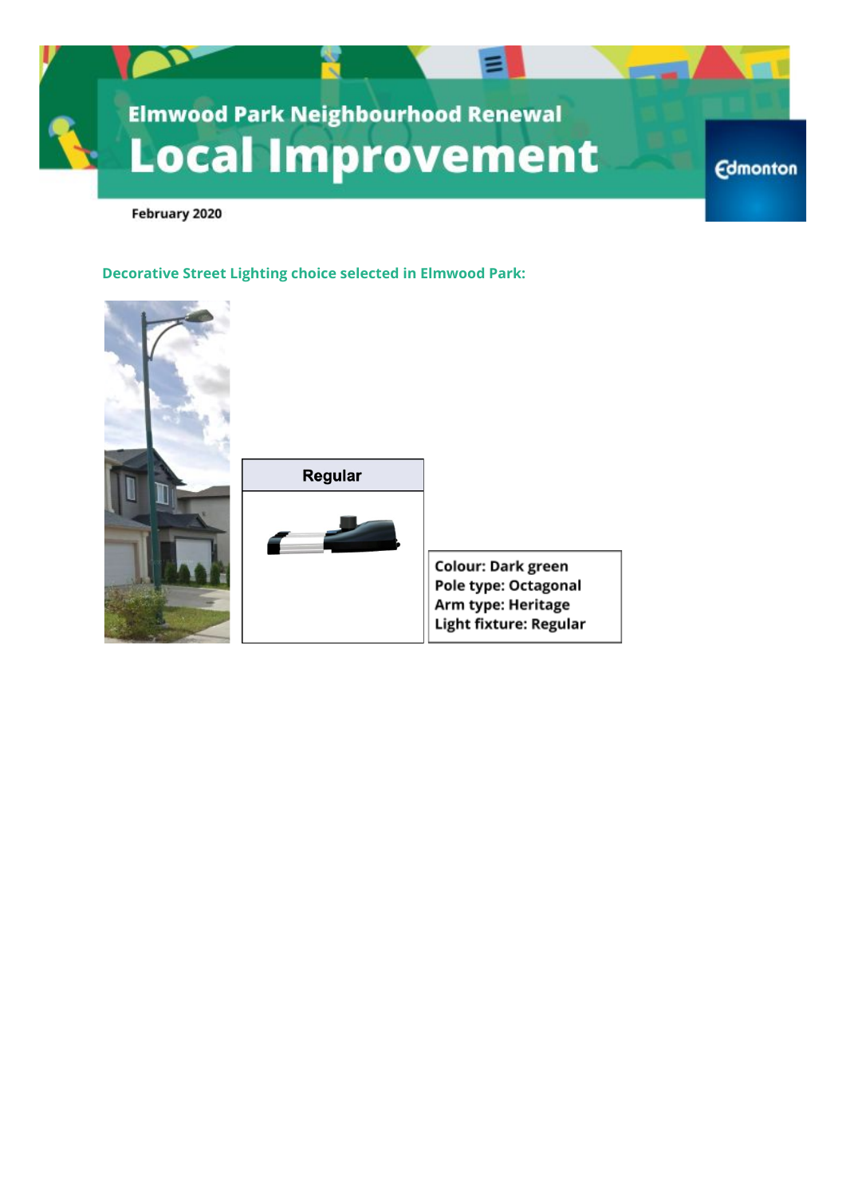Elmwood Park Neighbourhood Renewal

# Local Improvement

February 2020

## Decorative Street Lighting choice selected in Elmwood Park:

| Regular |
| --- |
| |

Colour: Dark green
Pole type: Octagonal
Arm type: Heritage
Light fixture: Regular